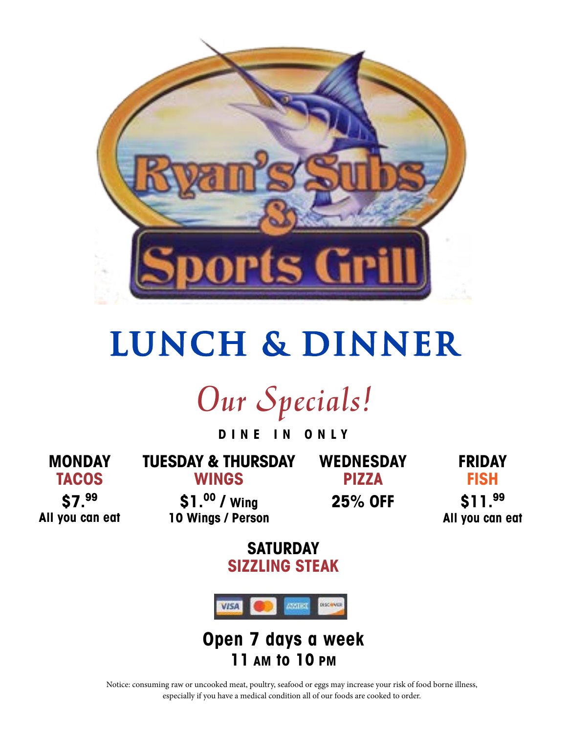# Ryan's Subs & Sports Grill

# LUNCH & DINNER

## *Our Specials!*

**DINE IN ONLY**

**MONDAY**
**TACOS**
**$7.99**
**All you can eat**

**TUESDAY & THURSDAY**
**WINGS**
**$1.00 / Wing**
**10 Wings / Person**

**WEDNESDAY**
**PIZZA**
**25% OFF**

**FRIDAY**
**FISH**
**$11.99**
**All you can eat**

**SATURDAY**
**SIZZLING STEAK**

VISA | Mastercard | AMEX | DISCOVER

**Open 7 days a week**
**11 AM to 10 PM**

Notice: consuming raw or uncooked meat, poultry, seafood or eggs may increase your risk of food borne illness, especially if you have a medical condition all of our foods are cooked to order.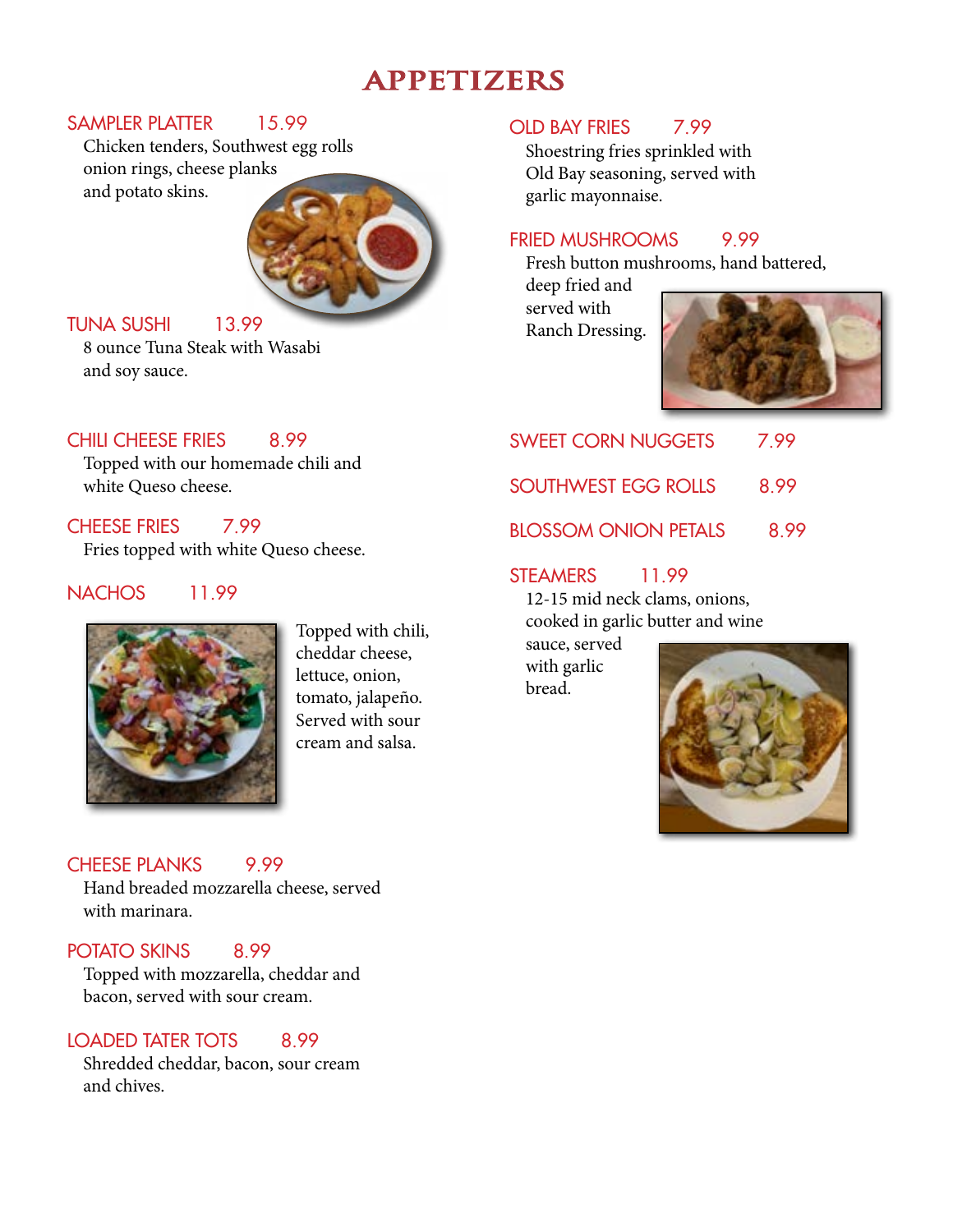# APPETIZERS

**SAMPLER PLATTER** 15.99
Chicken tenders, Southwest egg rolls onion rings, cheese planks and potato skins.

**TUNA SUSHI** 13.99
8 ounce Tuna Steak with Wasabi and soy sauce.

**CHILI CHEESE FRIES** 8.99
Topped with our homemade chili and white Queso cheese.

**CHEESE FRIES** 7.99
Fries topped with white Queso cheese.

**NACHOS** 11.99
Topped with chili, cheddar cheese, lettuce, onion, tomato, jalapeño. Served with sour cream and salsa.

**CHEESE PLANKS** 9.99
Hand breaded mozzarella cheese, served with marinara.

**POTATO SKINS** 8.99
Topped with mozzarella, cheddar and bacon, served with sour cream.

**LOADED TATER TOTS** 8.99
Shredded cheddar, bacon, sour cream and chives.

**OLD BAY FRIES** 7.99
Shoestring fries sprinkled with Old Bay seasoning, served with garlic mayonnaise.

**FRIED MUSHROOMS** 9.99
Fresh button mushrooms, hand battered, deep fried and served with Ranch Dressing.

**SWEET CORN NUGGETS** 7.99

**SOUTHWEST EGG ROLLS** 8.99

**BLOSSOM ONION PETALS** 8.99

**STEAMERS** 11.99
12-15 mid neck clams, onions, cooked in garlic butter and wine sauce, served with garlic bread.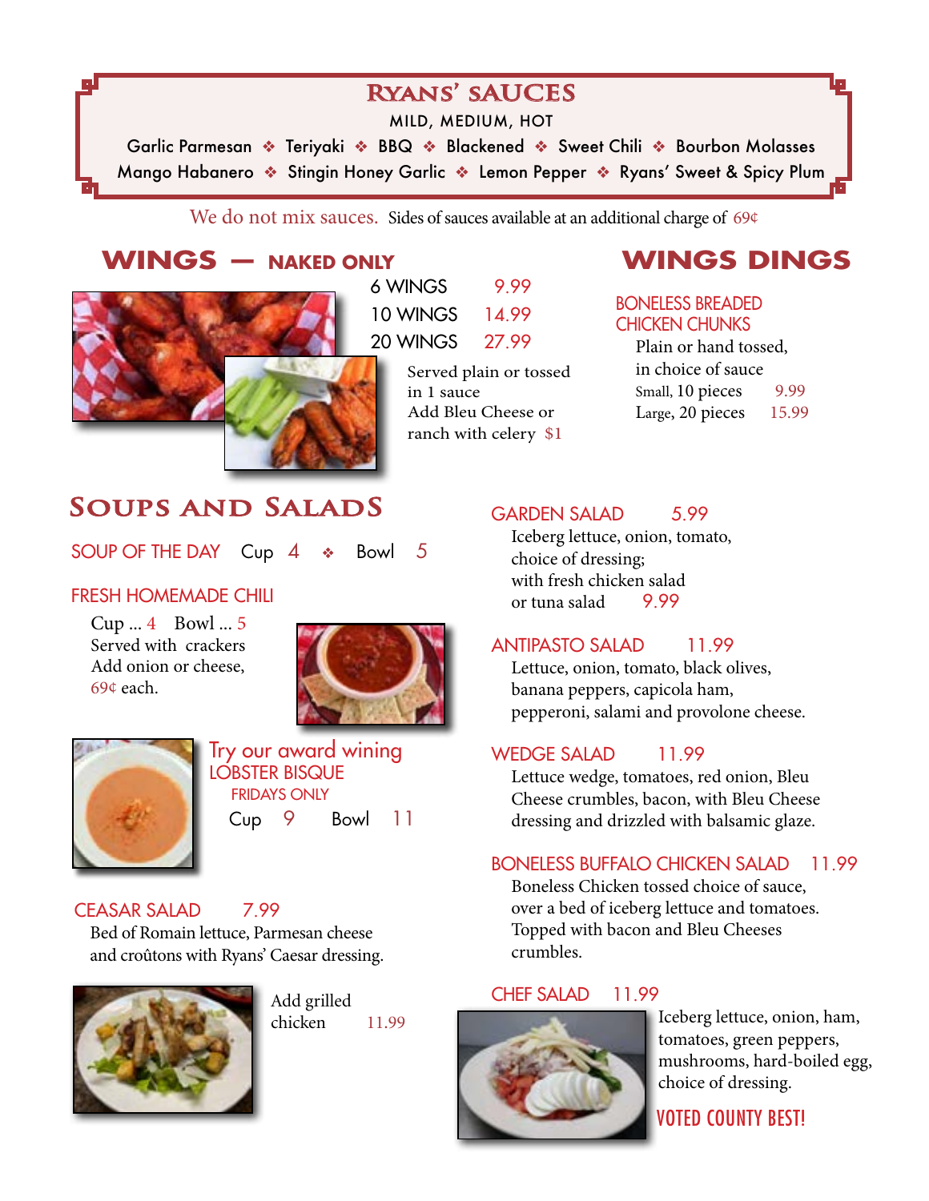## RYANS' SAUCES

MILD, MEDIUM, HOT

Garlic Parmesan ❖ Teriyaki ❖ BBQ ❖ Blackened ❖ Sweet Chili ❖ Bourbon Molasses
Mango Habanero ❖ Stingin Honey Garlic ❖ Lemon Pepper ❖ Ryans' Sweet & Spicy Plum

We do not mix sauces. Sides of sauces available at an additional charge of 69¢

## WINGS — NAKED ONLY

6 WINGS 9.99
10 WINGS 14.99
20 WINGS 27.99

Served plain or tossed in 1 sauce
Add Bleu Cheese or ranch with celery $1

## WINGS DINGS

### BONELESS BREADED CHICKEN CHUNKS

Plain or hand tossed, in choice of sauce
Small, 10 pieces 9.99
Large, 20 pieces 15.99

## SOUPS AND SALADS

### SOUP OF THE DAY Cup 4 ❖ Bowl 5

### FRESH HOMEMADE CHILI

Cup ... 4 Bowl ... 5
Served with crackers
Add onion or cheese, 69¢ each.

### Try our award wining LOBSTER BISQUE

FRIDAYS ONLY
Cup 9 Bowl 11

### CEASAR SALAD 7.99

Bed of Romain lettuce, Parmesan cheese and croûtons with Ryans' Caesar dressing.

Add grilled chicken 11.99

### GARDEN SALAD 5.99

Iceberg lettuce, onion, tomato, choice of dressing;
with fresh chicken salad or tuna salad 9.99

### ANTIPASTO SALAD 11.99

Lettuce, onion, tomato, black olives, banana peppers, capicola ham, pepperoni, salami and provolone cheese.

### WEDGE SALAD 11.99

Lettuce wedge, tomatoes, red onion, Bleu Cheese crumbles, bacon, with Bleu Cheese dressing and drizzled with balsamic glaze.

### BONELESS BUFFALO CHICKEN SALAD 11.99

Boneless Chicken tossed choice of sauce, over a bed of iceberg lettuce and tomatoes. Topped with bacon and Bleu Cheeses crumbles.

### CHEF SALAD 11.99

Iceberg lettuce, onion, ham, tomatoes, green peppers, mushrooms, hard-boiled egg, choice of dressing.

VOTED COUNTY BEST!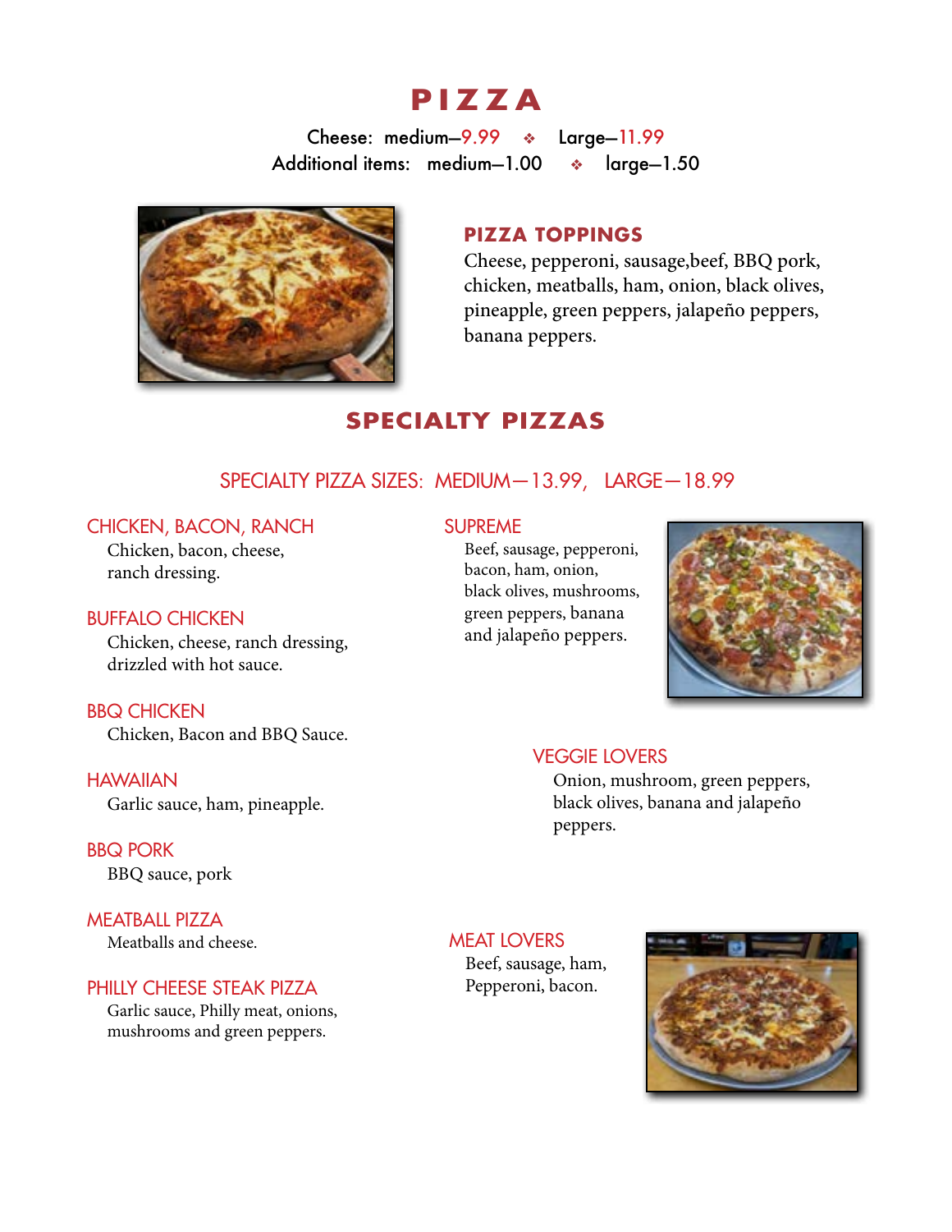# PIZZA

Cheese: medium—9.99 ❖ Large—11.99
Additional items: medium—1.00 ❖ large—1.50

### PIZZA TOPPINGS

Cheese, pepperoni, sausage,beef, BBQ pork, chicken, meatballs, ham, onion, black olives, pineapple, green peppers, jalapeño peppers, banana peppers.

## SPECIALTY PIZZAS

SPECIALTY PIZZA SIZES: MEDIUM—13.99, LARGE—18.99

### CHICKEN, BACON, RANCH

Chicken, bacon, cheese, ranch dressing.

### BUFFALO CHICKEN

Chicken, cheese, ranch dressing, drizzled with hot sauce.

### BBQ CHICKEN

Chicken, Bacon and BBQ Sauce.

### HAWAIIAN

Garlic sauce, ham, pineapple.

### BBQ PORK

BBQ sauce, pork

### MEATBALL PIZZA

Meatballs and cheese.

### PHILLY CHEESE STEAK PIZZA

Garlic sauce, Philly meat, onions, mushrooms and green peppers.

### SUPREME

Beef, sausage, pepperoni, bacon, ham, onion, black olives, mushrooms, green peppers, banana and jalapeño peppers.

### VEGGIE LOVERS

Onion, mushroom, green peppers, black olives, banana and jalapeño peppers.

### MEAT LOVERS

Beef, sausage, ham, Pepperoni, bacon.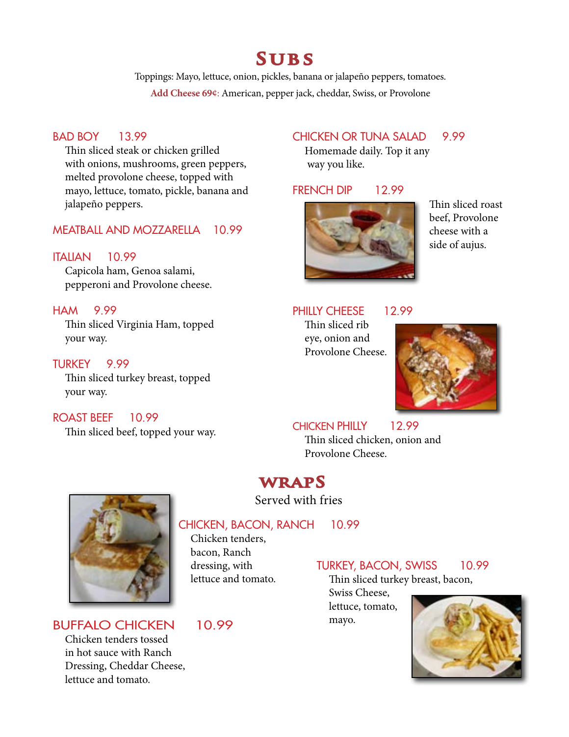# SUBS

Toppings: Mayo, lettuce, onion, pickles, banana or jalapeño peppers, tomatoes.

**Add Cheese 69¢:** American, pepper jack, cheddar, Swiss, or Provolone

### BAD BOY 13.99

Thin sliced steak or chicken grilled with onions, mushrooms, green peppers, melted provolone cheese, topped with mayo, lettuce, tomato, pickle, banana and jalapeño peppers.

### MEATBALL AND MOZZARELLA 10.99

### ITALIAN 10.99

Capicola ham, Genoa salami, pepperoni and Provolone cheese.

### HAM 9.99

Thin sliced Virginia Ham, topped your way.

### TURKEY 9.99

Thin sliced turkey breast, topped your way.

### ROAST BEEF 10.99

Thin sliced beef, topped your way.

### CHICKEN OR TUNA SALAD 9.99

Homemade daily. Top it any way you like.

### FRENCH DIP 12.99

Thin sliced roast beef, Provolone cheese with a side of aujus.

### PHILLY CHEESE 12.99

Thin sliced rib eye, onion and Provolone Cheese.

### CHICKEN PHILLY 12.99

Thin sliced chicken, onion and Provolone Cheese.

# WRAPS

Served with fries

### CHICKEN, BACON, RANCH 10.99

Chicken tenders, bacon, Ranch dressing, with lettuce and tomato.

### TURKEY, BACON, SWISS 10.99

Thin sliced turkey breast, bacon, Swiss Cheese, lettuce, tomato, mayo.

### BUFFALO CHICKEN 10.99

Chicken tenders tossed in hot sauce with Ranch Dressing, Cheddar Cheese, lettuce and tomato.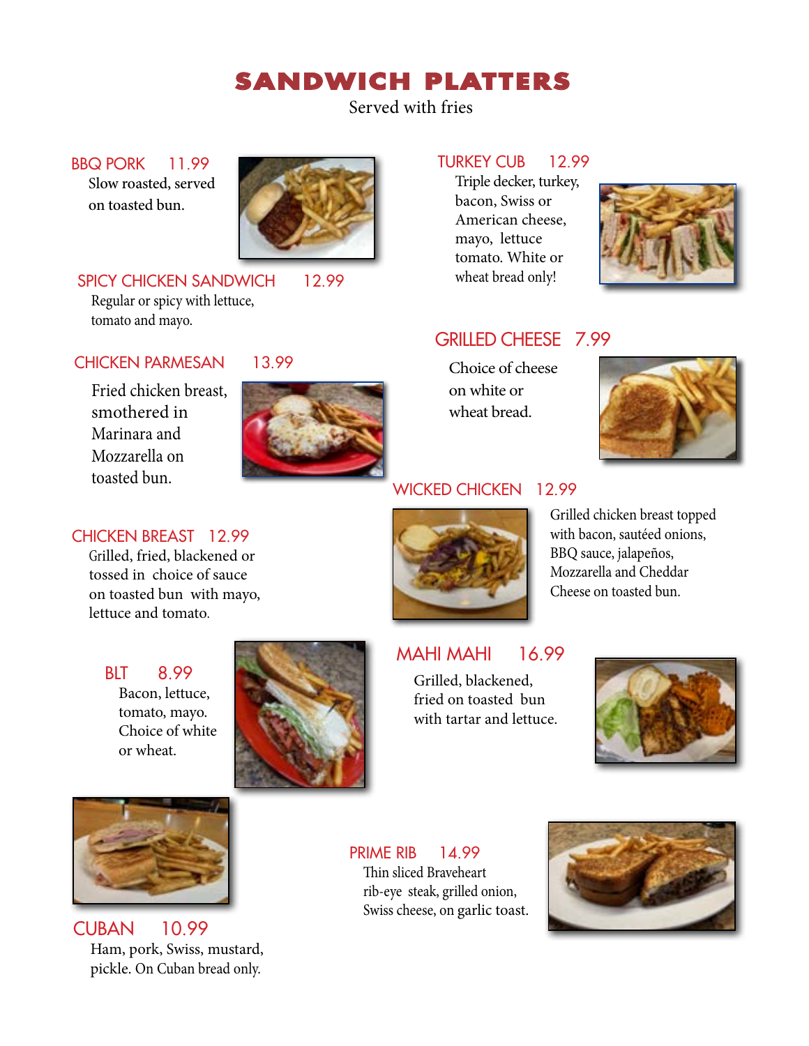# SANDWICH PLATTERS

Served with fries

## BBQ PORK 11.99

Slow roasted, served on toasted bun.

## SPICY CHICKEN SANDWICH 12.99

Regular or spicy with lettuce, tomato and mayo.

## CHICKEN PARMESAN 13.99

Fried chicken breast, smothered in Marinara and Mozzarella on toasted bun.

## CHICKEN BREAST 12.99

Grilled, fried, blackened or tossed in choice of sauce on toasted bun with mayo, lettuce and tomato.

## BLT 8.99

Bacon, lettuce, tomato, mayo. Choice of white or wheat.

## CUBAN 10.99

Ham, pork, Swiss, mustard, pickle. On Cuban bread only.

## TURKEY CUB 12.99

Triple decker, turkey, bacon, Swiss or American cheese, mayo, lettuce tomato. White or wheat bread only!

## GRILLED CHEESE 7.99

Choice of cheese on white or wheat bread.

## WICKED CHICKEN 12.99

Grilled chicken breast topped with bacon, sautéed onions, BBQ sauce, jalapeños, Mozzarella and Cheddar Cheese on toasted bun.

## MAHI MAHI 16.99

Grilled, blackened, fried on toasted bun with tartar and lettuce.

## PRIME RIB 14.99

Thin sliced Braveheart rib-eye steak, grilled onion, Swiss cheese, on garlic toast.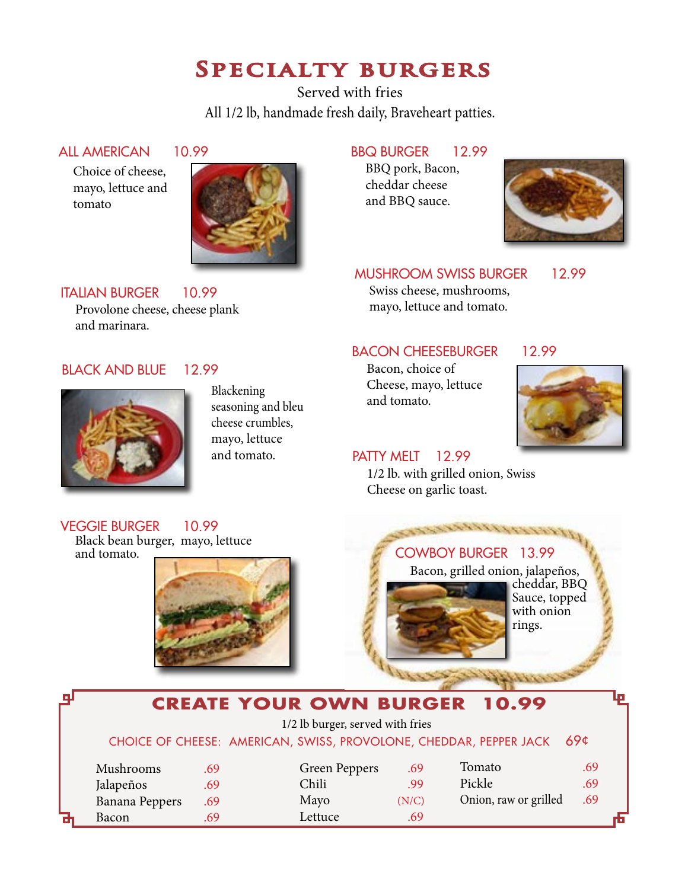# Specialty Burgers

Served with fries

All 1/2 lb, handmade fresh daily, Braveheart patties.

### ALL AMERICAN 10.99

Choice of cheese, mayo, lettuce and tomato

### ITALIAN BURGER 10.99

Provolone cheese, cheese plank and marinara.

### BLACK AND BLUE 12.99

Blackening seasoning and bleu cheese crumbles, mayo, lettuce and tomato.

### VEGGIE BURGER 10.99

Black bean burger, mayo, lettuce and tomato.

### BBQ BURGER 12.99

BBQ pork, Bacon, cheddar cheese and BBQ sauce.

### MUSHROOM SWISS BURGER 12.99

Swiss cheese, mushrooms, mayo, lettuce and tomato.

### BACON CHEESEBURGER 12.99

Bacon, choice of Cheese, mayo, lettuce and tomato.

### PATTY MELT 12.99

1/2 lb. with grilled onion, Swiss Cheese on garlic toast.

### COWBOY BURGER 13.99

Bacon, grilled onion, jalapeños, cheddar, BBQ Sauce, topped with onion rings.

## CREATE YOUR OWN BURGER 10.99

1/2 lb burger, served with fries

CHOICE OF CHEESE: AMERICAN, SWISS, PROVOLONE, CHEDDAR, PEPPER JACK 69¢

| | | | | | |
|---|---|---|---|---|---|
| Mushrooms | .69 | Green Peppers | .69 | Tomato | .69 |
| Jalapeños | .69 | Chili | .99 | Pickle | .69 |
| Banana Peppers | .69 | Mayo | (N/C) | Onion, raw or grilled | .69 |
| Bacon | .69 | Lettuce | .69 | | |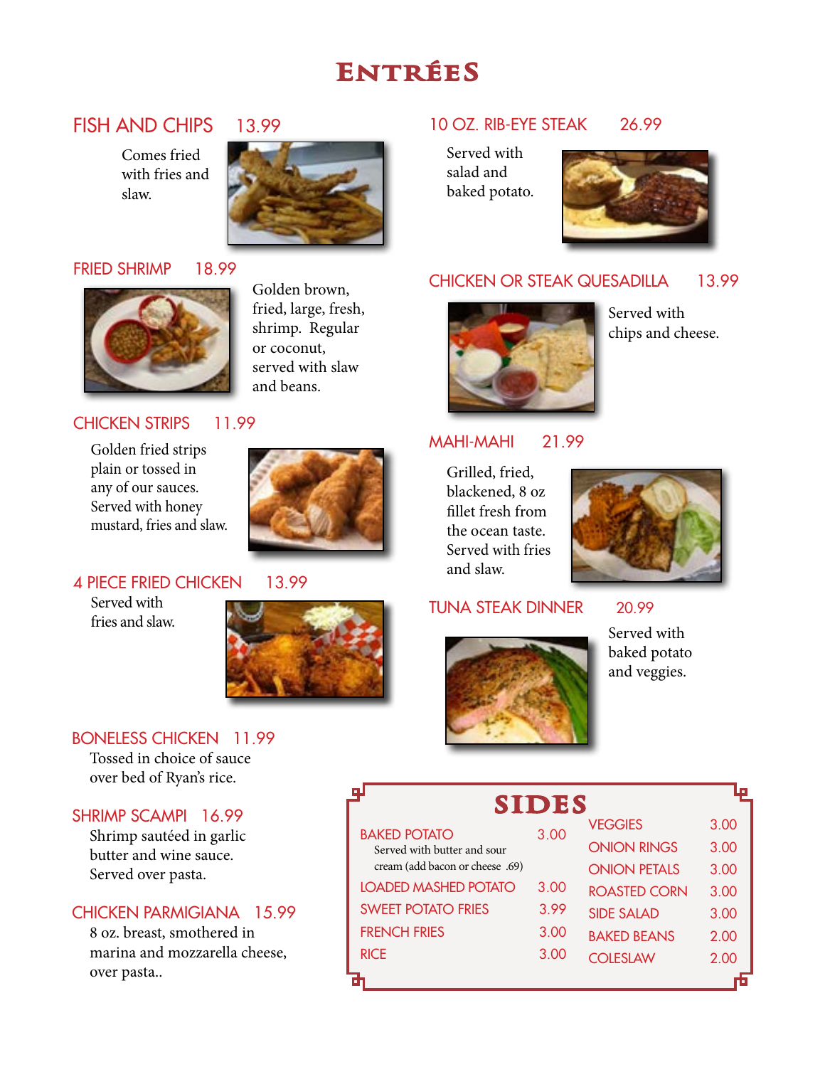# Entrées

## FISH AND CHIPS 13.99

Comes fried with fries and slaw.

## FRIED SHRIMP 18.99

Golden brown, fried, large, fresh, shrimp. Regular or coconut, served with slaw and beans.

## CHICKEN STRIPS 11.99

Golden fried strips plain or tossed in any of our sauces. Served with honey mustard, fries and slaw.

## 4 PIECE FRIED CHICKEN 13.99

Served with fries and slaw.

## BONELESS CHICKEN 11.99

Tossed in choice of sauce over bed of Ryan's rice.

## SHRIMP SCAMPI 16.99

Shrimp sautéed in garlic butter and wine sauce. Served over pasta.

## CHICKEN PARMIGIANA 15.99

8 oz. breast, smothered in marina and mozzarella cheese, over pasta..

## 10 OZ. RIB-EYE STEAK 26.99

Served with salad and baked potato.

## CHICKEN OR STEAK QUESADILLA 13.99

Served with chips and cheese.

## MAHI-MAHI 21.99

Grilled, fried, blackened, 8 oz fillet fresh from the ocean taste. Served with fries and slaw.

## TUNA STEAK DINNER 20.99

Served with baked potato and veggies.

# SIDES

| Item | Price |
|---|---|
| BAKED POTATO<br>Served with butter and sour cream (add bacon or cheese .69) | 3.00 |
| LOADED MASHED POTATO | 3.00 |
| SWEET POTATO FRIES | 3.99 |
| FRENCH FRIES | 3.00 |
| RICE | 3.00 |
| VEGGIES | 3.00 |
| ONION RINGS | 3.00 |
| ONION PETALS | 3.00 |
| ROASTED CORN | 3.00 |
| SIDE SALAD | 3.00 |
| BAKED BEANS | 2.00 |
| COLESLAW | 2.00 |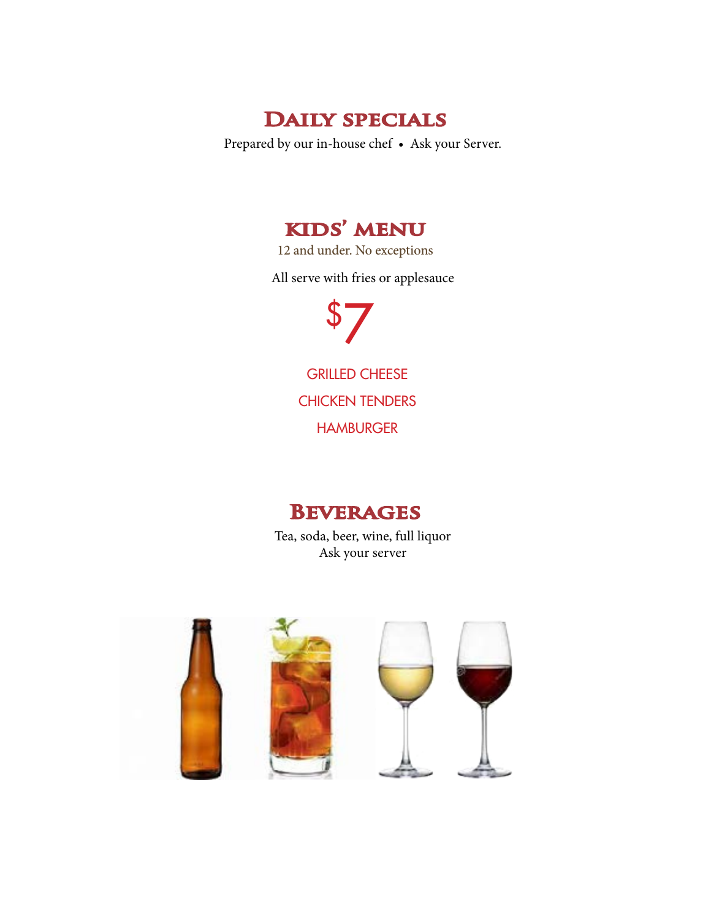## Daily specials

Prepared by our in-house chef • Ask your Server.

## kids' menu

12 and under. No exceptions

All serve with fries or applesauce

$7

GRILLED CHEESE

CHICKEN TENDERS

HAMBURGER

## Beverages

Tea, soda, beer, wine, full liquor
Ask your server